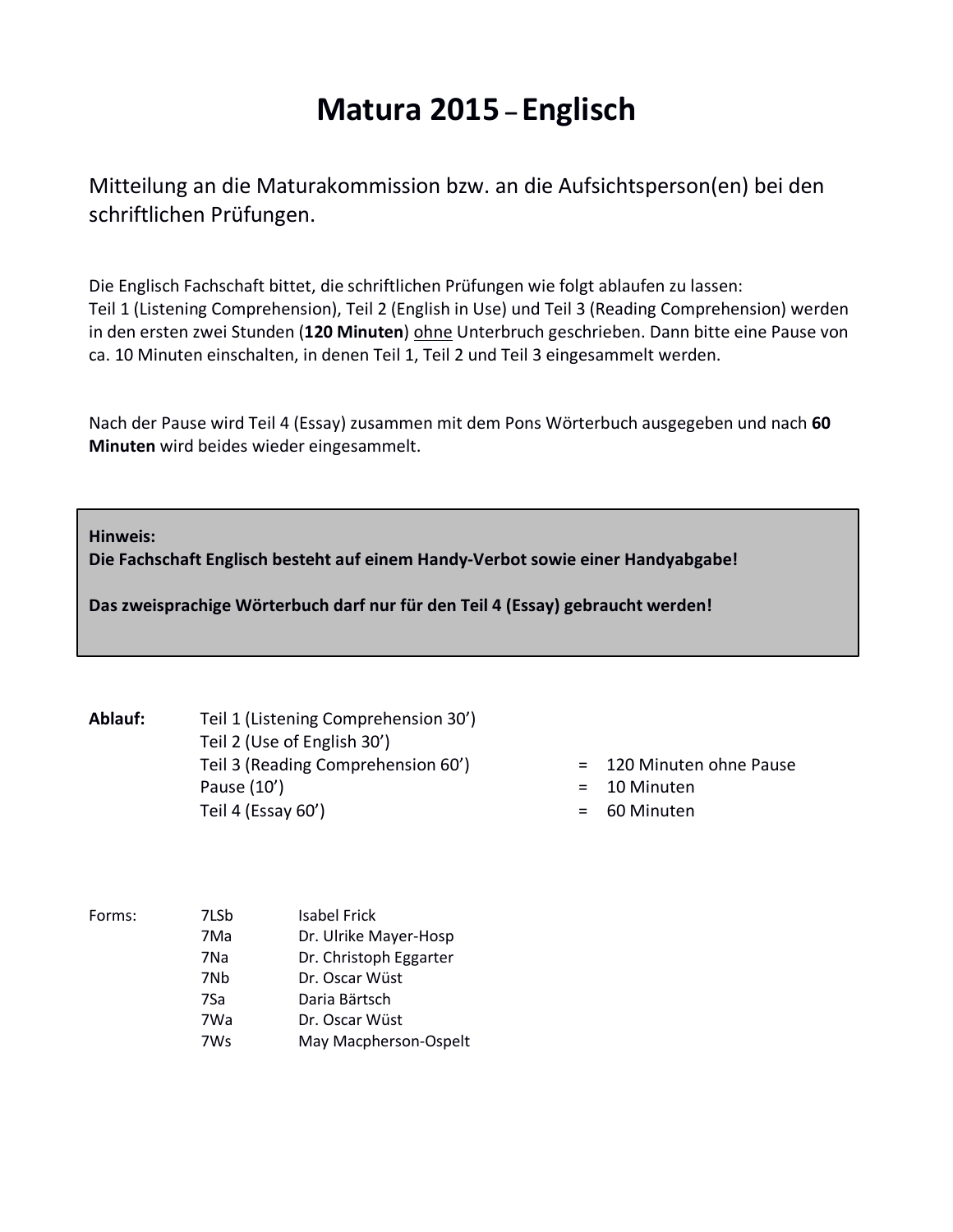# Matura 2015 – Englisch

Mitteilung an die Maturakommission bzw. an die Aufsichtsperson(en) bei den schriftlichen Prüfungen.

Die Englisch Fachschaft bittet, die schriftlichen Prüfungen wie folgt ablaufen zu lassen:
Teil 1 (Listening Comprehension), Teil 2 (English in Use) und Teil 3 (Reading Comprehension) werden in den ersten zwei Stunden (**120 Minuten**) ohne Unterbruch geschrieben. Dann bitte eine Pause von ca. 10 Minuten einschalten, in denen Teil 1, Teil 2 und Teil 3 eingesammelt werden.

Nach der Pause wird Teil 4 (Essay) zusammen mit dem Pons Wörterbuch ausgegeben und nach **60 Minuten** wird beides wieder eingesammelt.

> **Hinweis:**
> **Die Fachschaft Englisch besteht auf einem Handy-Verbot sowie einer Handyabgabe!**
>
> **Das zweisprachige Wörterbuch darf nur für den Teil 4 (Essay) gebraucht werden!**

| **Ablauf:** | | | |
|---|---|---|---|
| | Teil 1 (Listening Comprehension 30’) | | |
| | Teil 2 (Use of English 30’) | | |
| | Teil 3 (Reading Comprehension 60’) | = | 120 Minuten ohne Pause |
| | Pause (10’) | = | 10 Minuten |
| | Teil 4 (Essay 60’) | = | 60 Minuten |

| Forms: | | |
|---|---|---|
| | 7LSb | Isabel Frick |
| | 7Ma | Dr. Ulrike Mayer-Hosp |
| | 7Na | Dr. Christoph Eggarter |
| | 7Nb | Dr. Oscar Wüst |
| | 7Sa | Daria Bärtsch |
| | 7Wa | Dr. Oscar Wüst |
| | 7Ws | May Macpherson-Ospelt |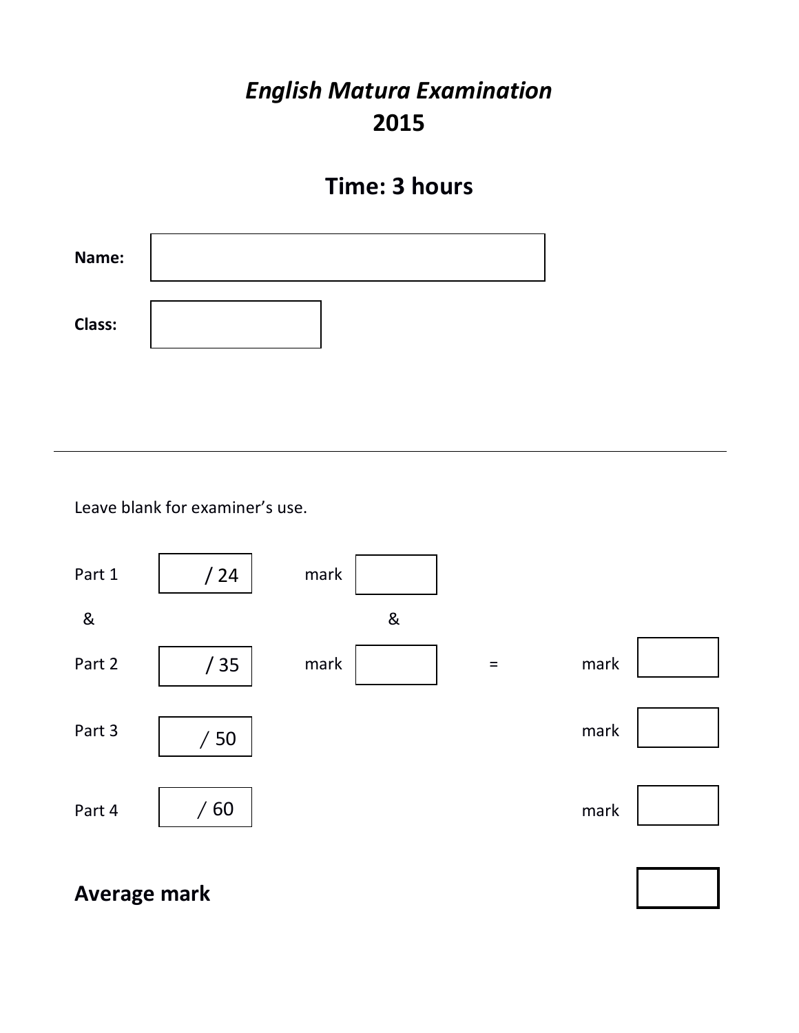# *English Matura Examination*
# 2015

## Time: 3 hours

**Name:**

**Class:**

---

Leave blank for examiner's use.

| | | | | | | |
|---|---|---|---|---|---|---|
| Part 1 | / 24 | mark | | | | |
| & | | | & | | | |
| Part 2 | / 35 | mark | | = | mark | |
| Part 3 | / 50 | | | | mark | |
| Part 4 | / 60 | | | | mark | |

**Average mark**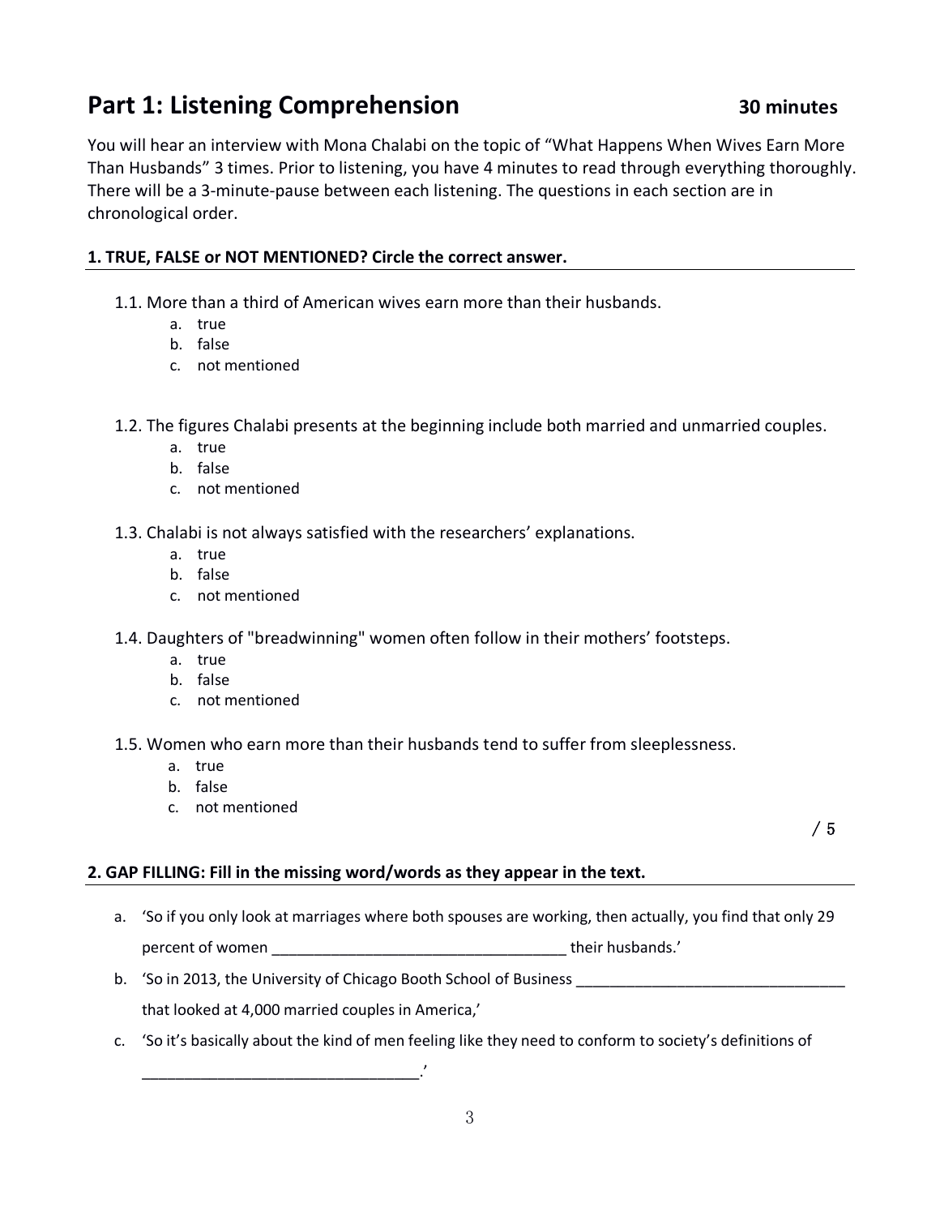## Part 1: Listening Comprehension **30 minutes**

You will hear an interview with Mona Chalabi on the topic of "What Happens When Wives Earn More Than Husbands" 3 times. Prior to listening, you have 4 minutes to read through everything thoroughly. There will be a 3-minute-pause between each listening. The questions in each section are in chronological order.

### 1. TRUE, FALSE or NOT MENTIONED? Circle the correct answer.

1.1. More than a third of American wives earn more than their husbands.
   a. true
   b. false
   c. not mentioned

1.2. The figures Chalabi presents at the beginning include both married and unmarried couples.
   a. true
   b. false
   c. not mentioned

1.3. Chalabi is not always satisfied with the researchers' explanations.
   a. true
   b. false
   c. not mentioned

1.4. Daughters of "breadwinning" women often follow in their mothers' footsteps.
   a. true
   b. false
   c. not mentioned

1.5. Women who earn more than their husbands tend to suffer from sleeplessness.
   a. true
   b. false
   c. not mentioned

/ 5

### 2. GAP FILLING: Fill in the missing word/words as they appear in the text.

a. 'So if you only look at marriages where both spouses are working, then actually, you find that only 29 percent of women ___________________________________ their husbands.'

b. 'So in 2013, the University of Chicago Booth School of Business ________________________________ that looked at 4,000 married couples in America,'

c. 'So it's basically about the kind of men feeling like they need to conform to society's definitions of ________________________________.'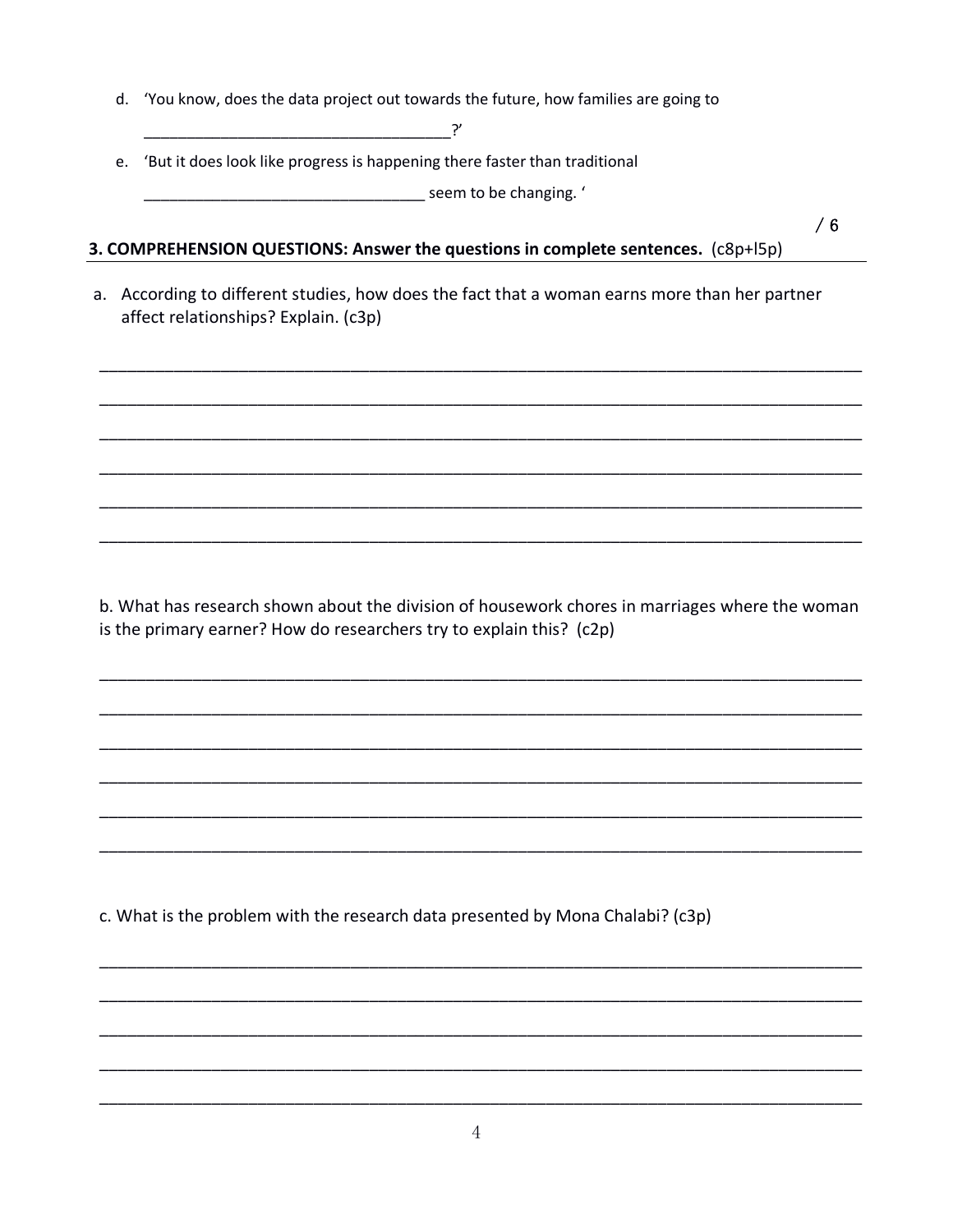d. 'You know, does the data project out towards the future, how families are going to ___________________________________?'

e. 'But it does look like progress is happening there faster than traditional ________________________________ seem to be changing. '

/ 6

**3. COMPREHENSION QUESTIONS: Answer the questions in complete sentences.** (c8p+l5p)

a. According to different studies, how does the fact that a woman earns more than her partner affect relationships? Explain. (c3p)

____________________________________________________________________________________

____________________________________________________________________________________

____________________________________________________________________________________

____________________________________________________________________________________

____________________________________________________________________________________

____________________________________________________________________________________

b. What has research shown about the division of housework chores in marriages where the woman is the primary earner? How do researchers try to explain this? (c2p)

____________________________________________________________________________________

____________________________________________________________________________________

____________________________________________________________________________________

____________________________________________________________________________________

____________________________________________________________________________________

____________________________________________________________________________________

c. What is the problem with the research data presented by Mona Chalabi? (c3p)

____________________________________________________________________________________

____________________________________________________________________________________

____________________________________________________________________________________

____________________________________________________________________________________

____________________________________________________________________________________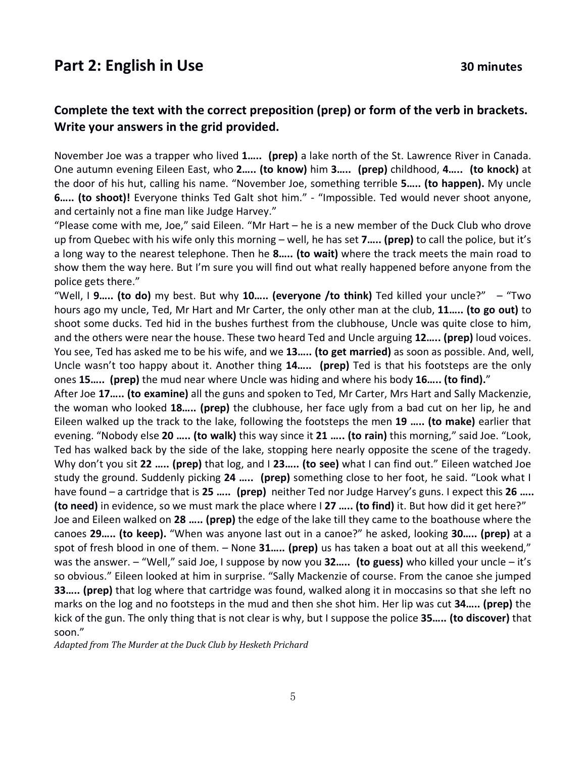## Part 2: English in Use **30 minutes**

### Complete the text with the correct preposition (prep) or form of the verb in brackets. Write your answers in the grid provided.

November Joe was a trapper who lived **1….. (prep)** a lake north of the St. Lawrence River in Canada. One autumn evening Eileen East, who **2….. (to know)** him **3….. (prep)** childhood, **4….. (to knock)** at the door of his hut, calling his name. "November Joe, something terrible **5….. (to happen).** My uncle **6….. (to shoot)!** Everyone thinks Ted Galt shot him." - "Impossible. Ted would never shoot anyone, and certainly not a fine man like Judge Harvey."

"Please come with me, Joe," said Eileen. "Mr Hart – he is a new member of the Duck Club who drove up from Quebec with his wife only this morning – well, he has set **7….. (prep)** to call the police, but it's a long way to the nearest telephone. Then he **8….. (to wait)** where the track meets the main road to show them the way here. But I'm sure you will find out what really happened before anyone from the police gets there."

"Well, I **9….. (to do)** my best. But why **10….. (everyone /to think)** Ted killed your uncle?" – "Two hours ago my uncle, Ted, Mr Hart and Mr Carter, the only other man at the club, **11….. (to go out)** to shoot some ducks. Ted hid in the bushes furthest from the clubhouse, Uncle was quite close to him, and the others were near the house. These two heard Ted and Uncle arguing **12….. (prep)** loud voices. You see, Ted has asked me to be his wife, and we **13….. (to get married)** as soon as possible. And, well, Uncle wasn't too happy about it. Another thing **14….. (prep)** Ted is that his footsteps are the only ones **15….. (prep)** the mud near where Uncle was hiding and where his body **16….. (to find).**"

After Joe **17….. (to examine)** all the guns and spoken to Ted, Mr Carter, Mrs Hart and Sally Mackenzie, the woman who looked **18….. (prep)** the clubhouse, her face ugly from a bad cut on her lip, he and Eileen walked up the track to the lake, following the footsteps the men **19 ….. (to make)** earlier that evening. "Nobody else **20 ….. (to walk)** this way since it **21 ….. (to rain)** this morning," said Joe. "Look, Ted has walked back by the side of the lake, stopping here nearly opposite the scene of the tragedy. Why don't you sit **22 ….. (prep)** that log, and I **23….. (to see)** what I can find out." Eileen watched Joe study the ground. Suddenly picking **24 ….. (prep)** something close to her foot, he said. "Look what I have found – a cartridge that is **25 ….. (prep)** neither Ted nor Judge Harvey's guns. I expect this **26 ….. (to need)** in evidence, so we must mark the place where I **27 ….. (to find)** it. But how did it get here?"

Joe and Eileen walked on **28 ….. (prep)** the edge of the lake till they came to the boathouse where the canoes **29….. (to keep).** "When was anyone last out in a canoe?" he asked, looking **30….. (prep)** at a spot of fresh blood in one of them. – None **31….. (prep)** us has taken a boat out at all this weekend," was the answer. – "Well," said Joe, I suppose by now you **32….. (to guess)** who killed your uncle – it's so obvious." Eileen looked at him in surprise. "Sally Mackenzie of course. From the canoe she jumped **33….. (prep)** that log where that cartridge was found, walked along it in moccasins so that she left no marks on the log and no footsteps in the mud and then she shot him. Her lip was cut **34….. (prep)** the kick of the gun. The only thing that is not clear is why, but I suppose the police **35….. (to discover)** that soon."

*Adapted from The Murder at the Duck Club by Hesketh Prichard*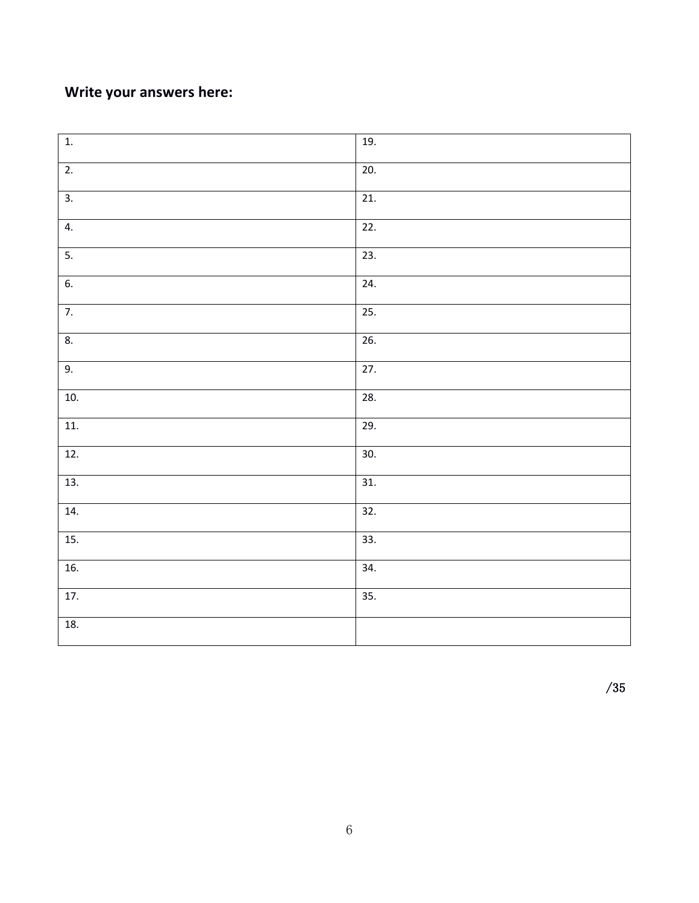**Write your answers here:**

| 1. | 19. |
|---|---|
| 2. | 20. |
| 3. | 21. |
| 4. | 22. |
| 5. | 23. |
| 6. | 24. |
| 7. | 25. |
| 8. | 26. |
| 9. | 27. |
| 10. | 28. |
| 11. | 29. |
| 12. | 30. |
| 13. | 31. |
| 14. | 32. |
| 15. | 33. |
| 16. | 34. |
| 17. | 35. |
| 18. | |

/35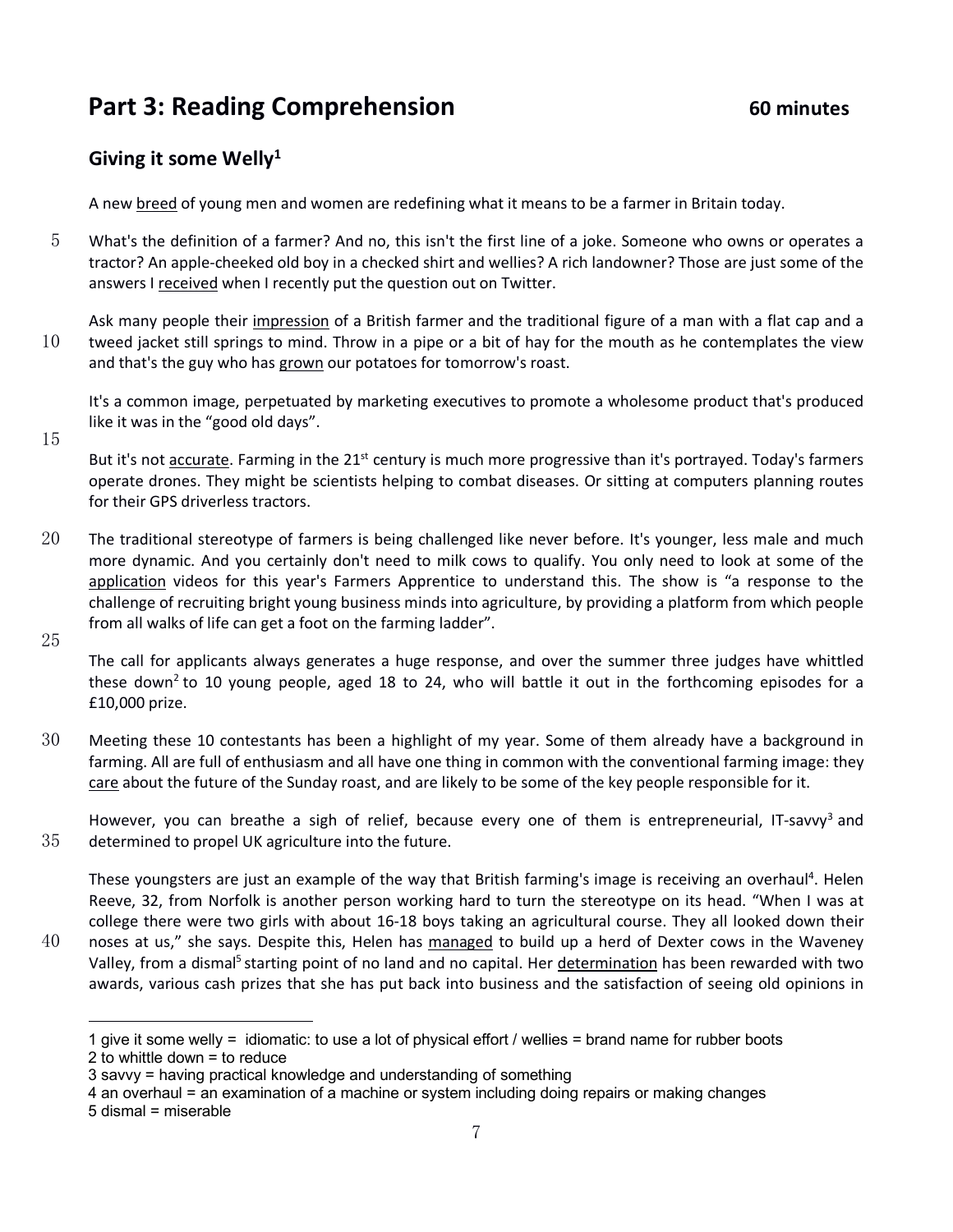## Part 3: Reading Comprehension **60 minutes**

### Giving it some Welly[1]

A new breed of young men and women are redefining what it means to be a farmer in Britain today.

What's the definition of a farmer? And no, this isn't the first line of a joke. Someone who owns or operates a tractor? An apple-cheeked old boy in a checked shirt and wellies? A rich landowner? Those are just some of the answers I received when I recently put the question out on Twitter.

Ask many people their impression of a British farmer and the traditional figure of a man with a flat cap and a tweed jacket still springs to mind. Throw in a pipe or a bit of hay for the mouth as he contemplates the view and that's the guy who has grown our potatoes for tomorrow's roast.

It's a common image, perpetuated by marketing executives to promote a wholesome product that's produced like it was in the "good old days".

But it's not accurate. Farming in the 21st century is much more progressive than it's portrayed. Today's farmers operate drones. They might be scientists helping to combat diseases. Or sitting at computers planning routes for their GPS driverless tractors.

The traditional stereotype of farmers is being challenged like never before. It's younger, less male and much more dynamic. And you certainly don't need to milk cows to qualify. You only need to look at some of the application videos for this year's Farmers Apprentice to understand this. The show is "a response to the challenge of recruiting bright young business minds into agriculture, by providing a platform from which people from all walks of life can get a foot on the farming ladder".

The call for applicants always generates a huge response, and over the summer three judges have whittled these down[2] to 10 young people, aged 18 to 24, who will battle it out in the forthcoming episodes for a £10,000 prize.

Meeting these 10 contestants has been a highlight of my year. Some of them already have a background in farming. All are full of enthusiasm and all have one thing in common with the conventional farming image: they care about the future of the Sunday roast, and are likely to be some of the key people responsible for it.

However, you can breathe a sigh of relief, because every one of them is entrepreneurial, IT-savvy[3] and determined to propel UK agriculture into the future.

These youngsters are just an example of the way that British farming's image is receiving an overhaul[4]. Helen Reeve, 32, from Norfolk is another person working hard to turn the stereotype on its head. "When I was at college there were two girls with about 16-18 boys taking an agricultural course. They all looked down their noses at us," she says. Despite this, Helen has managed to build up a herd of Dexter cows in the Waveney Valley, from a dismal[5] starting point of no land and no capital. Her determination has been rewarded with two awards, various cash prizes that she has put back into business and the satisfaction of seeing old opinions in

---

1 give it some welly = idiomatic: to use a lot of physical effort / wellies = brand name for rubber boots
2 to whittle down = to reduce
3 savvy = having practical knowledge and understanding of something
4 an overhaul = an examination of a machine or system including doing repairs or making changes
5 dismal = miserable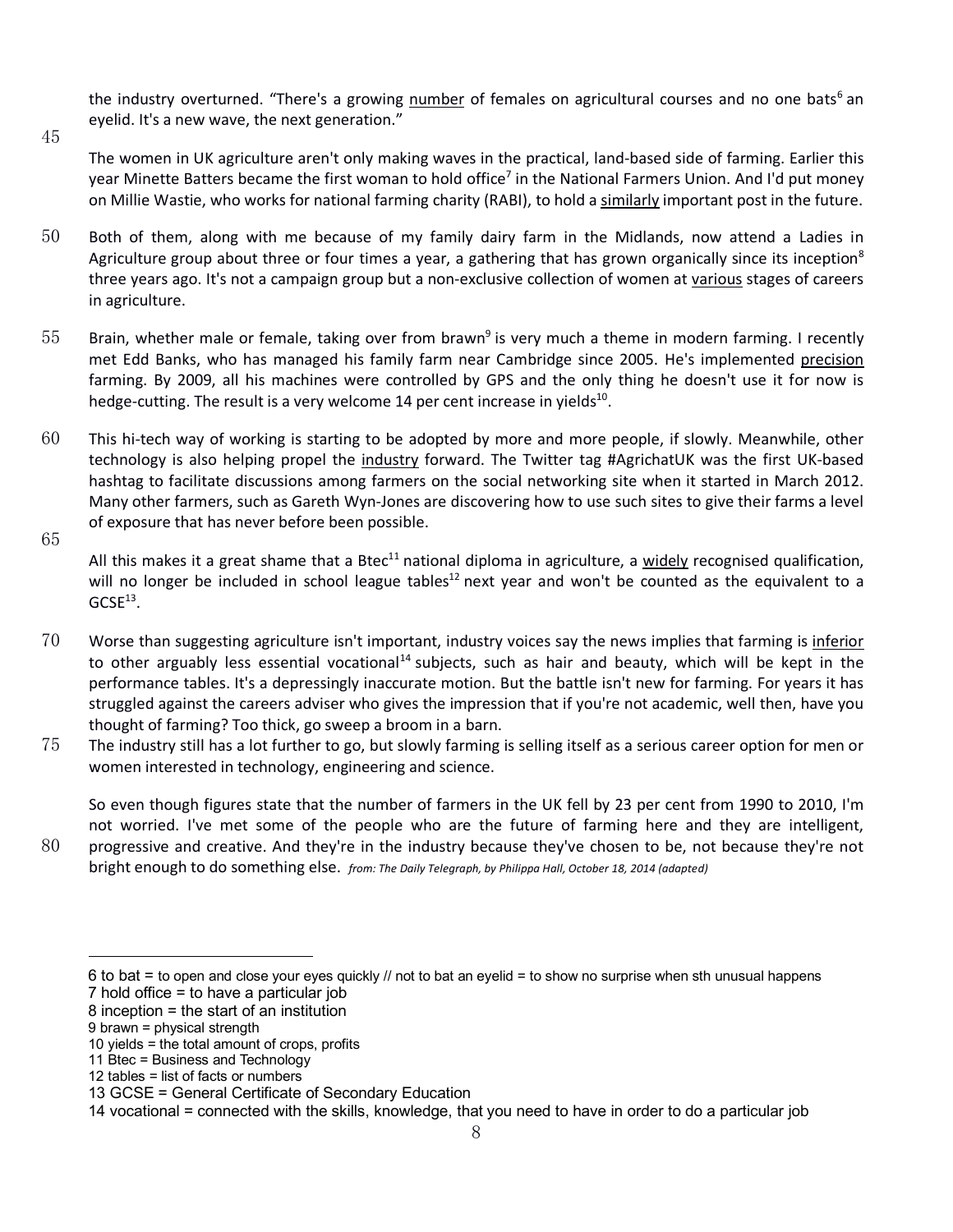the industry overturned. "There's a growing number of females on agricultural courses and no one bats[6] an eyelid. It's a new wave, the next generation."

45

The women in UK agriculture aren't only making waves in the practical, land-based side of farming. Earlier this year Minette Batters became the first woman to hold office[7] in the National Farmers Union. And I'd put money on Millie Wastie, who works for national farming charity (RABI), to hold a similarly important post in the future.

50 Both of them, along with me because of my family dairy farm in the Midlands, now attend a Ladies in Agriculture group about three or four times a year, a gathering that has grown organically since its inception[8] three years ago. It's not a campaign group but a non-exclusive collection of women at various stages of careers in agriculture.

55 Brain, whether male or female, taking over from brawn[9] is very much a theme in modern farming. I recently met Edd Banks, who has managed his family farm near Cambridge since 2005. He's implemented precision farming. By 2009, all his machines were controlled by GPS and the only thing he doesn't use it for now is hedge-cutting. The result is a very welcome 14 per cent increase in yields[10].

60 This hi-tech way of working is starting to be adopted by more and more people, if slowly. Meanwhile, other technology is also helping propel the industry forward. The Twitter tag #AgrichatUK was the first UK-based hashtag to facilitate discussions among farmers on the social networking site when it started in March 2012. Many other farmers, such as Gareth Wyn-Jones are discovering how to use such sites to give their farms a level of exposure that has never before been possible.

65

All this makes it a great shame that a Btec[11] national diploma in agriculture, a widely recognised qualification, will no longer be included in school league tables[12] next year and won't be counted as the equivalent to a GCSE[13].

70 Worse than suggesting agriculture isn't important, industry voices say the news implies that farming is inferior to other arguably less essential vocational[14] subjects, such as hair and beauty, which will be kept in the performance tables. It's a depressingly inaccurate motion. But the battle isn't new for farming. For years it has struggled against the careers adviser who gives the impression that if you're not academic, well then, have you thought of farming? Too thick, go sweep a broom in a barn.

75 The industry still has a lot further to go, but slowly farming is selling itself as a serious career option for men or women interested in technology, engineering and science.

So even though figures state that the number of farmers in the UK fell by 23 per cent from 1990 to 2010, I'm not worried. I've met some of the people who are the future of farming here and they are intelligent,

80 progressive and creative. And they're in the industry because they've chosen to be, not because they're not bright enough to do something else. *from: The Daily Telegraph, by Philippa Hall, October 18, 2014 (adapted)*

---

6 to bat = to open and close your eyes quickly // not to bat an eyelid = to show no surprise when sth unusual happens
7 hold office = to have a particular job
8 inception = the start of an institution
9 brawn = physical strength
10 yields = the total amount of crops, profits
11 Btec = Business and Technology
12 tables = list of facts or numbers
13 GCSE = General Certificate of Secondary Education
14 vocational = connected with the skills, knowledge, that you need to have in order to do a particular job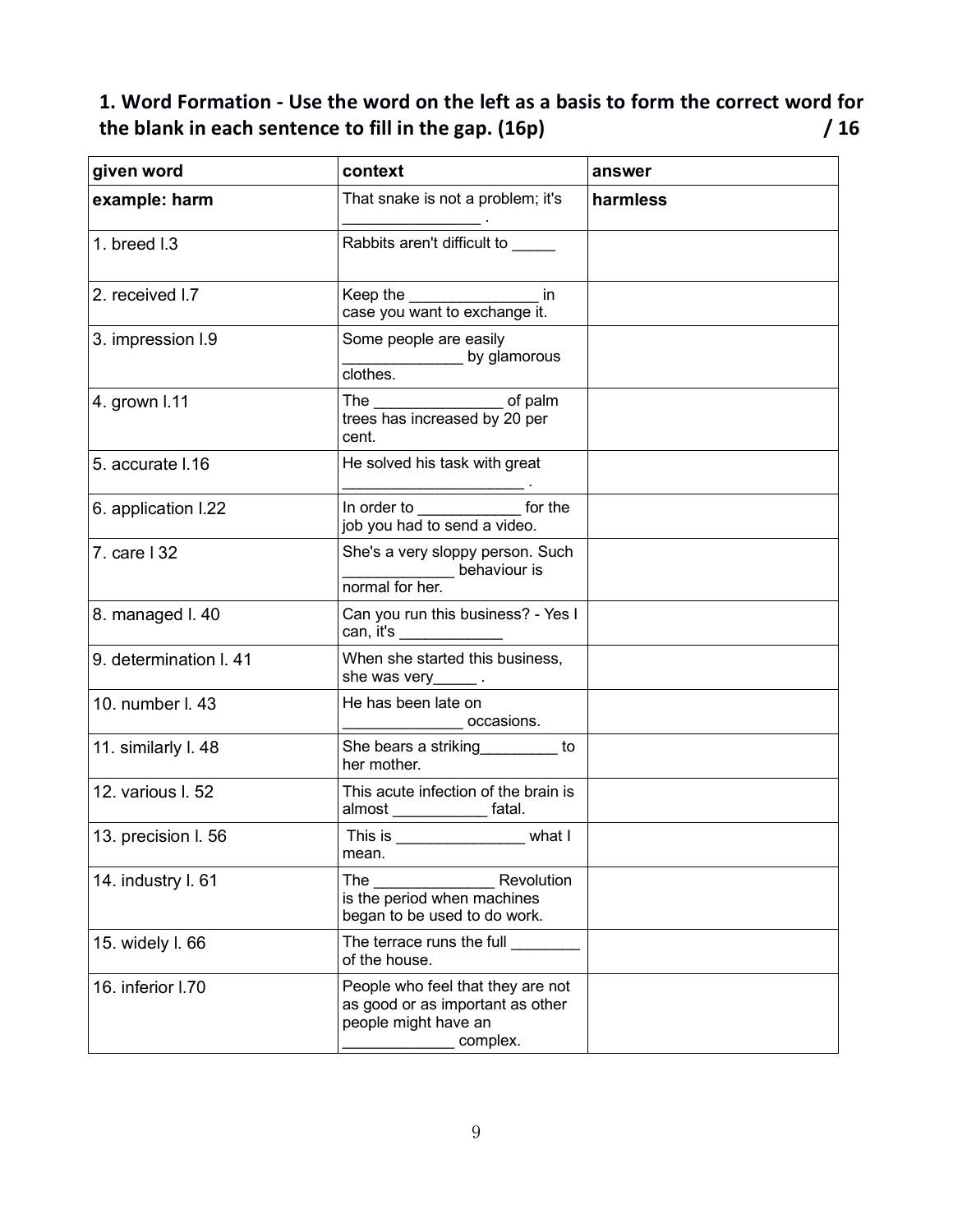## 1. Word Formation - Use the word on the left as a basis to form the correct word for the blank in each sentence to fill in the gap. (16p) / 16

| given word | context | answer |
|---|---|---|
| **example: harm** | That snake is not a problem; it's _______________ . | **harmless** |
| 1. breed l.3 | Rabbits aren't difficult to _____ | |
| 2. received l.7 | Keep the _______________ in case you want to exchange it. | |
| 3. impression l.9 | Some people are easily _____________ by glamorous clothes. | |
| 4. grown l.11 | The _______________ of palm trees has increased by 20 per cent. | |
| 5. accurate l.16 | He solved his task with great _____________________ . | |
| 6. application l.22 | In order to ____________ for the job you had to send a video. | |
| 7. care l 32 | She's a very sloppy person. Such _____________ behaviour is normal for her. | |
| 8. managed l. 40 | Can you run this business? - Yes I can, it's ____________ | |
| 9. determination l. 41 | When she started this business, she was very_____ . | |
| 10. number l. 43 | He has been late on ______________ occasions. | |
| 11. similarly l. 48 | She bears a striking_________ to her mother. | |
| 12. various l. 52 | This acute infection of the brain is almost ___________ fatal. | |
| 13. precision l. 56 | This is _______________ what I mean. | |
| 14. industry l. 61 | The ______________ Revolution is the period when machines began to be used to do work. | |
| 15. widely l. 66 | The terrace runs the full ________ of the house. | |
| 16. inferior l.70 | People who feel that they are not as good or as important as other people might have an _____________ complex. | |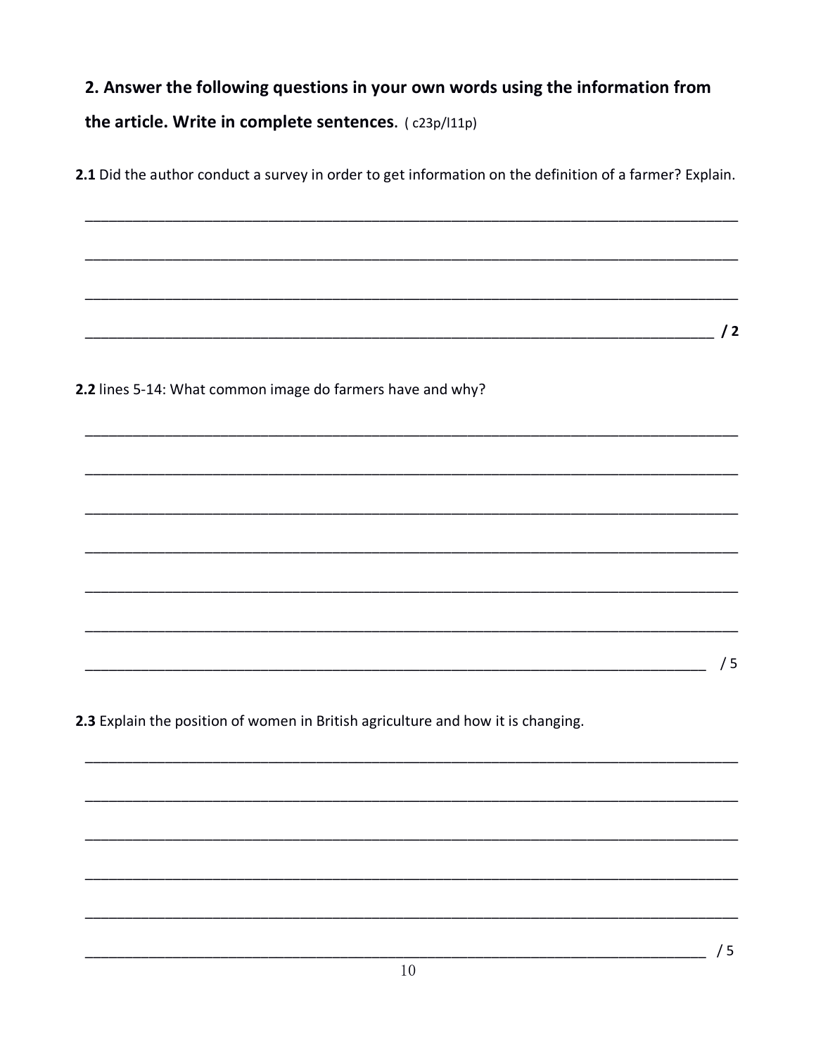## 2. Answer the following questions in your own words using the information from the article. Write in complete sentences. ( c23p/l11p)

**2.1** Did the author conduct a survey in order to get information on the definition of a farmer? Explain.

___________________________________________________________________________________

___________________________________________________________________________________

___________________________________________________________________________________

___________________________________________________________________________________ **/ 2**

**2.2** lines 5-14: What common image do farmers have and why?

___________________________________________________________________________________

___________________________________________________________________________________

___________________________________________________________________________________

___________________________________________________________________________________

___________________________________________________________________________________

___________________________________________________________________________________

___________________________________________________________________________________ / 5

**2.3** Explain the position of women in British agriculture and how it is changing.

___________________________________________________________________________________

___________________________________________________________________________________

___________________________________________________________________________________

___________________________________________________________________________________

___________________________________________________________________________________

___________________________________________________________________________________ / 5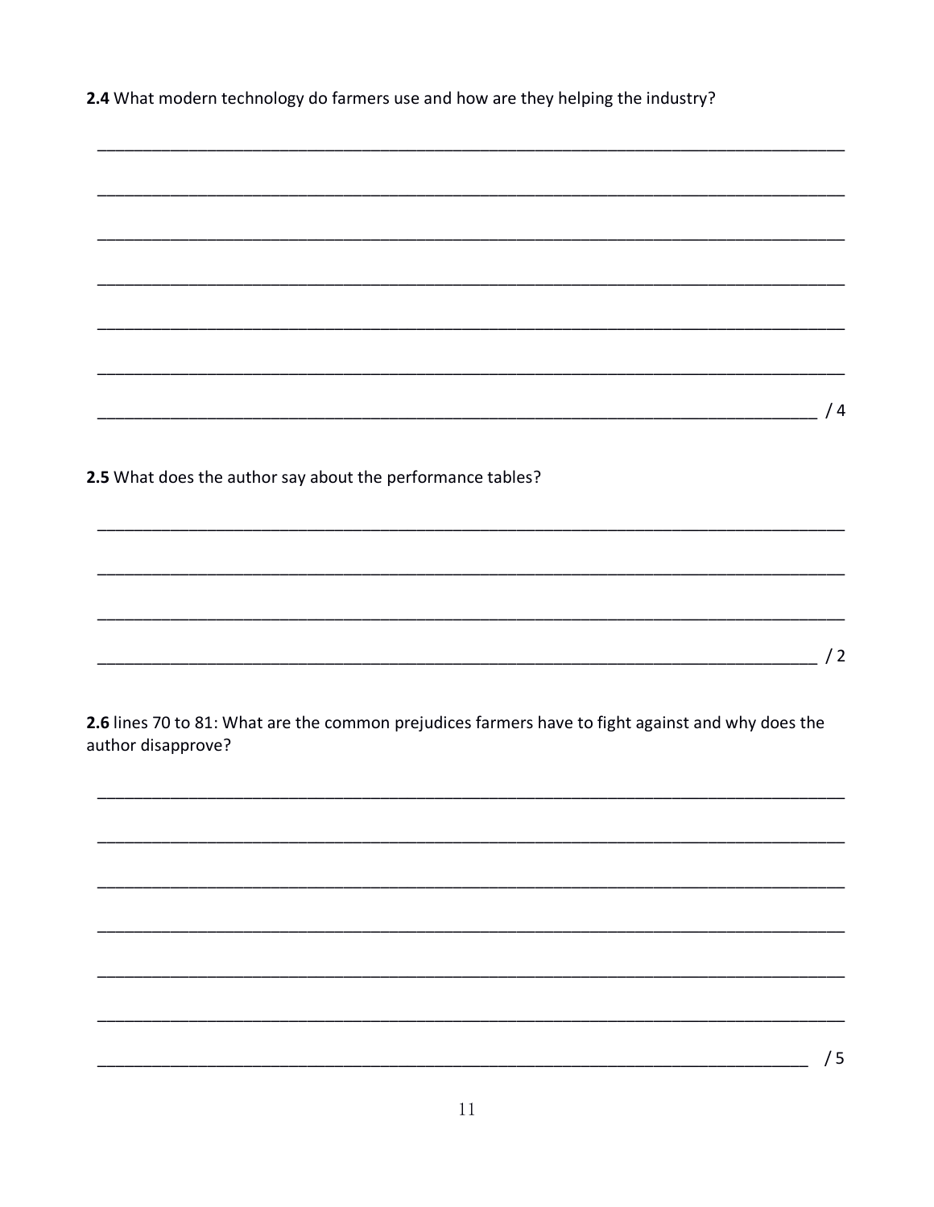**2.4** What modern technology do farmers use and how are they helping the industry?

_______________________________________________________________________________

_______________________________________________________________________________

_______________________________________________________________________________

_______________________________________________________________________________

_______________________________________________________________________________

_______________________________________________________________________________

_______________________________________________________________________________ / 4

**2.5** What does the author say about the performance tables?

_______________________________________________________________________________

_______________________________________________________________________________

_______________________________________________________________________________

_______________________________________________________________________________ / 2

**2.6** lines 70 to 81: What are the common prejudices farmers have to fight against and why does the author disapprove?

_______________________________________________________________________________

_______________________________________________________________________________

_______________________________________________________________________________

_______________________________________________________________________________

_______________________________________________________________________________

_______________________________________________________________________________

_______________________________________________________________________________ / 5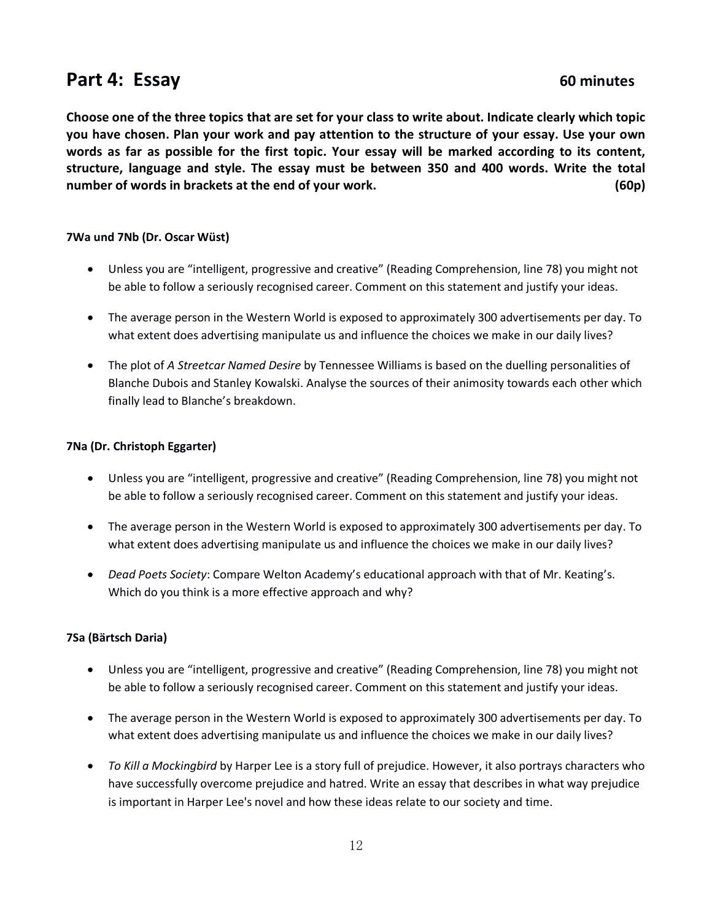## Part 4: Essay 60 minutes

**Choose one of the three topics that are set for your class to write about. Indicate clearly which topic you have chosen. Plan your work and pay attention to the structure of your essay. Use your own words as far as possible for the first topic. Your essay will be marked according to its content, structure, language and style. The essay must be between 350 and 400 words. Write the total number of words in brackets at the end of your work. (60p)**

**7Wa und 7Nb (Dr. Oscar Wüst)**

- Unless you are "intelligent, progressive and creative" (Reading Comprehension, line 78) you might not be able to follow a seriously recognised career. Comment on this statement and justify your ideas.
- The average person in the Western World is exposed to approximately 300 advertisements per day. To what extent does advertising manipulate us and influence the choices we make in our daily lives?
- The plot of *A Streetcar Named Desire* by Tennessee Williams is based on the duelling personalities of Blanche Dubois and Stanley Kowalski. Analyse the sources of their animosity towards each other which finally lead to Blanche's breakdown.

**7Na (Dr. Christoph Eggarter)**

- Unless you are "intelligent, progressive and creative" (Reading Comprehension, line 78) you might not be able to follow a seriously recognised career. Comment on this statement and justify your ideas.
- The average person in the Western World is exposed to approximately 300 advertisements per day. To what extent does advertising manipulate us and influence the choices we make in our daily lives?
- *Dead Poets Society*: Compare Welton Academy's educational approach with that of Mr. Keating's. Which do you think is a more effective approach and why?

**7Sa (Bärtsch Daria)**

- Unless you are "intelligent, progressive and creative" (Reading Comprehension, line 78) you might not be able to follow a seriously recognised career. Comment on this statement and justify your ideas.
- The average person in the Western World is exposed to approximately 300 advertisements per day. To what extent does advertising manipulate us and influence the choices we make in our daily lives?
- *To Kill a Mockingbird* by Harper Lee is a story full of prejudice. However, it also portrays characters who have successfully overcome prejudice and hatred. Write an essay that describes in what way prejudice is important in Harper Lee's novel and how these ideas relate to our society and time.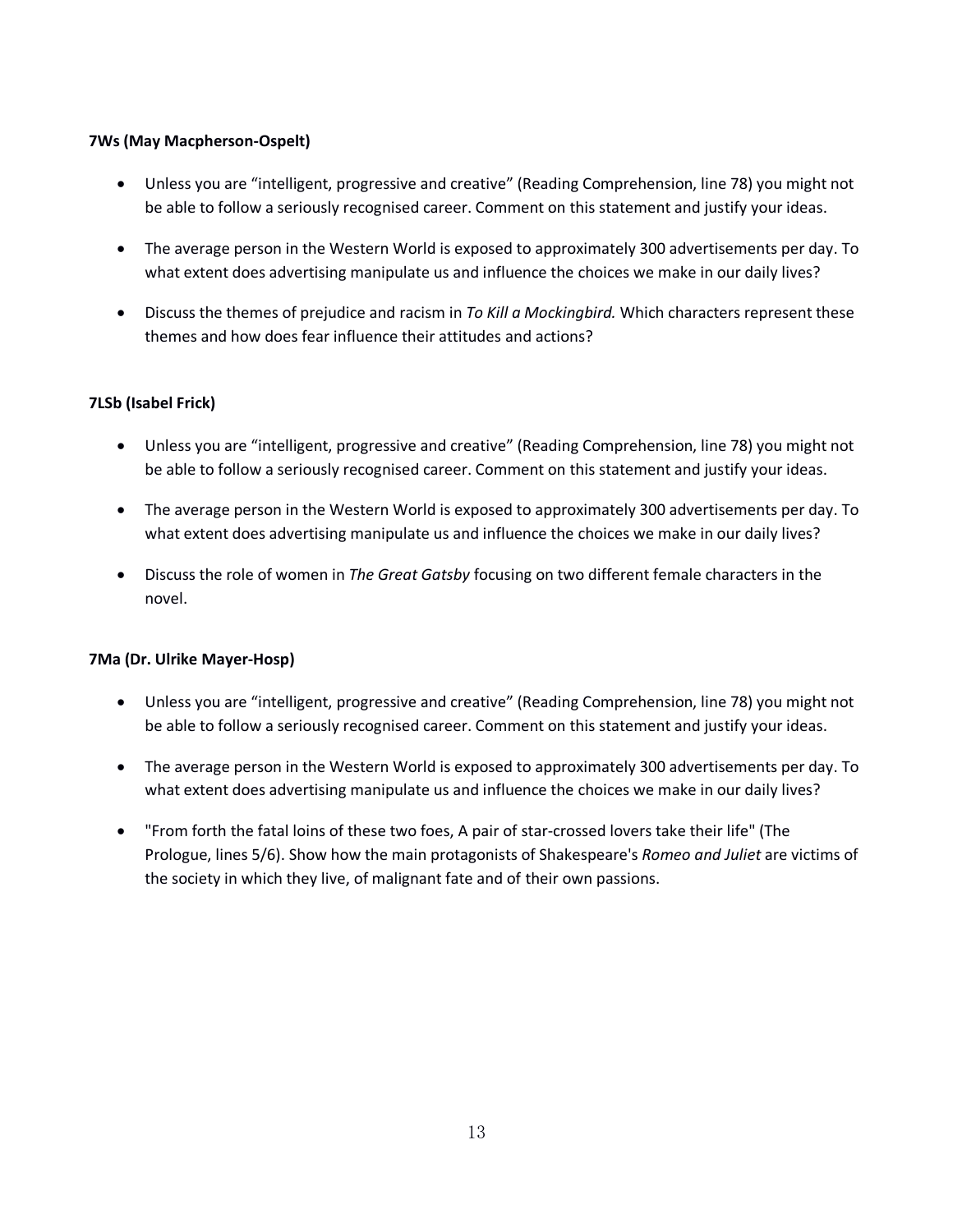**7Ws (May Macpherson-Ospelt)**

- Unless you are “intelligent, progressive and creative” (Reading Comprehension, line 78) you might not be able to follow a seriously recognised career. Comment on this statement and justify your ideas.
- The average person in the Western World is exposed to approximately 300 advertisements per day. To what extent does advertising manipulate us and influence the choices we make in our daily lives?
- Discuss the themes of prejudice and racism in *To Kill a Mockingbird.* Which characters represent these themes and how does fear influence their attitudes and actions?

**7LSb (Isabel Frick)**

- Unless you are “intelligent, progressive and creative” (Reading Comprehension, line 78) you might not be able to follow a seriously recognised career. Comment on this statement and justify your ideas.
- The average person in the Western World is exposed to approximately 300 advertisements per day. To what extent does advertising manipulate us and influence the choices we make in our daily lives?
- Discuss the role of women in *The Great Gatsby* focusing on two different female characters in the novel.

**7Ma (Dr. Ulrike Mayer-Hosp)**

- Unless you are “intelligent, progressive and creative” (Reading Comprehension, line 78) you might not be able to follow a seriously recognised career. Comment on this statement and justify your ideas.
- The average person in the Western World is exposed to approximately 300 advertisements per day. To what extent does advertising manipulate us and influence the choices we make in our daily lives?
- "From forth the fatal loins of these two foes, A pair of star-crossed lovers take their life" (The Prologue, lines 5/6). Show how the main protagonists of Shakespeare's *Romeo and Juliet* are victims of the society in which they live, of malignant fate and of their own passions.